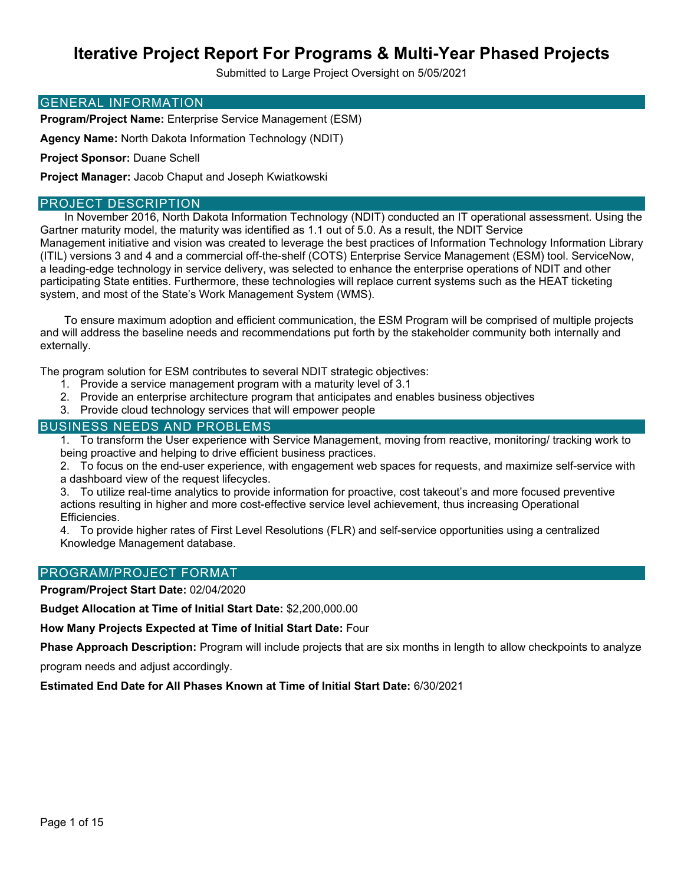# Iterative Project Report For Programs & Multi-Year Phased Projects

Submitted to Large Project Oversight on 5/05/2021

## GENERAL INFORMATION

**Program/Project Name:** Enterprise Service Management (ESM)

**Agency Name:** North Dakota Information Technology (NDIT)

**Project Sponsor:** Duane Schell

**Project Manager:** Jacob Chaput and Joseph Kwiatkowski

## PROJECT DESCRIPTION

In November 2016, North Dakota Information Technology (NDIT) conducted an IT operational assessment. Using the Gartner maturity model, the maturity was identified as 1.1 out of 5.0. As a result, the NDIT Service Management initiative and vision was created to leverage the best practices of Information Technology Information Library (ITIL) versions 3 and 4 and a commercial off-the-shelf (COTS) Enterprise Service Management (ESM) tool. ServiceNow, a leading-edge technology in service delivery, was selected to enhance the enterprise operations of NDIT and other participating State entities. Furthermore, these technologies will replace current systems such as the HEAT ticketing system, and most of the State's Work Management System (WMS).

To ensure maximum adoption and efficient communication, the ESM Program will be comprised of multiple projects and will address the baseline needs and recommendations put forth by the stakeholder community both internally and externally.

The program solution for ESM contributes to several NDIT strategic objectives:

1. Provide a service management program with a maturity level of 3.1
2. Provide an enterprise architecture program that anticipates and enables business objectives
3. Provide cloud technology services that will empower people

## BUSINESS NEEDS AND PROBLEMS

1. To transform the User experience with Service Management, moving from reactive, monitoring/ tracking work to being proactive and helping to drive efficient business practices.
2. To focus on the end-user experience, with engagement web spaces for requests, and maximize self-service with a dashboard view of the request lifecycles.
3. To utilize real-time analytics to provide information for proactive, cost takeout's and more focused preventive actions resulting in higher and more cost-effective service level achievement, thus increasing Operational Efficiencies.
4. To provide higher rates of First Level Resolutions (FLR) and self-service opportunities using a centralized Knowledge Management database.

## PROGRAM/PROJECT FORMAT

**Program/Project Start Date:** 02/04/2020

**Budget Allocation at Time of Initial Start Date:** $2,200,000.00

**How Many Projects Expected at Time of Initial Start Date:** Four

**Phase Approach Description:** Program will include projects that are six months in length to allow checkpoints to analyze program needs and adjust accordingly.

**Estimated End Date for All Phases Known at Time of Initial Start Date:** 6/30/2021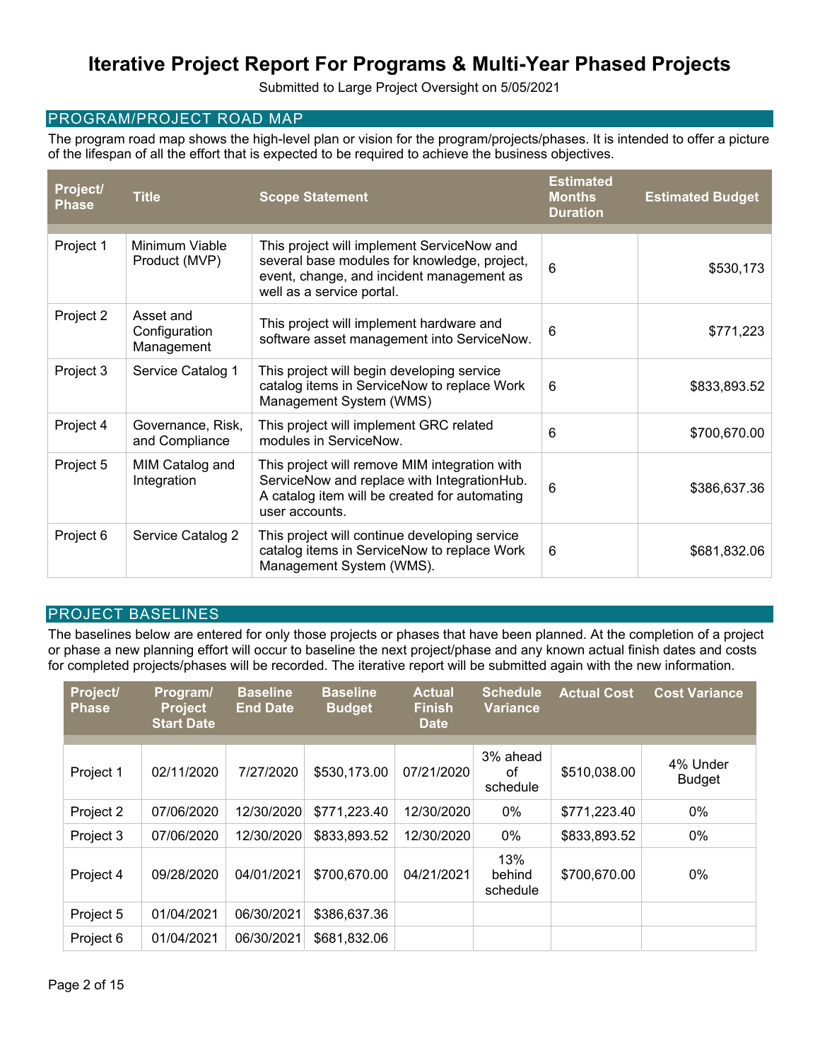# Iterative Project Report For Programs & Multi-Year Phased Projects

Submitted to Large Project Oversight on 5/05/2021

## PROGRAM/PROJECT ROAD MAP

The program road map shows the high-level plan or vision for the program/projects/phases. It is intended to offer a picture of the lifespan of all the effort that is expected to be required to achieve the business objectives.

| Project/ Phase | Title | Scope Statement | Estimated Months Duration | Estimated Budget |
|---|---|---|---|---|
| Project 1 | Minimum Viable Product (MVP) | This project will implement ServiceNow and several base modules for knowledge, project, event, change, and incident management as well as a service portal. | 6 | $530,173 |
| Project 2 | Asset and Configuration Management | This project will implement hardware and software asset management into ServiceNow. | 6 | $771,223 |
| Project 3 | Service Catalog 1 | This project will begin developing service catalog items in ServiceNow to replace Work Management System (WMS) | 6 | $833,893.52 |
| Project 4 | Governance, Risk, and Compliance | This project will implement GRC related modules in ServiceNow. | 6 | $700,670.00 |
| Project 5 | MIM Catalog and Integration | This project will remove MIM integration with ServiceNow and replace with IntegrationHub. A catalog item will be created for automating user accounts. | 6 | $386,637.36 |
| Project 6 | Service Catalog 2 | This project will continue developing service catalog items in ServiceNow to replace Work Management System (WMS). | 6 | $681,832.06 |

## PROJECT BASELINES

The baselines below are entered for only those projects or phases that have been planned. At the completion of a project or phase a new planning effort will occur to baseline the next project/phase and any known actual finish dates and costs for completed projects/phases will be recorded. The iterative report will be submitted again with the new information.

| Project/ Phase | Program/ Project Start Date | Baseline End Date | Baseline Budget | Actual Finish Date | Schedule Variance | Actual Cost | Cost Variance |
|---|---|---|---|---|---|---|---|
| Project 1 | 02/11/2020 | 7/27/2020 | $530,173.00 | 07/21/2020 | 3% ahead of schedule | $510,038.00 | 4% Under Budget |
| Project 2 | 07/06/2020 | 12/30/2020 | $771,223.40 | 12/30/2020 | 0% | $771,223.40 | 0% |
| Project 3 | 07/06/2020 | 12/30/2020 | $833,893.52 | 12/30/2020 | 0% | $833,893.52 | 0% |
| Project 4 | 09/28/2020 | 04/01/2021 | $700,670.00 | 04/21/2021 | 13% behind schedule | $700,670.00 | 0% |
| Project 5 | 01/04/2021 | 06/30/2021 | $386,637.36 | | | | |
| Project 6 | 01/04/2021 | 06/30/2021 | $681,832.06 | | | | |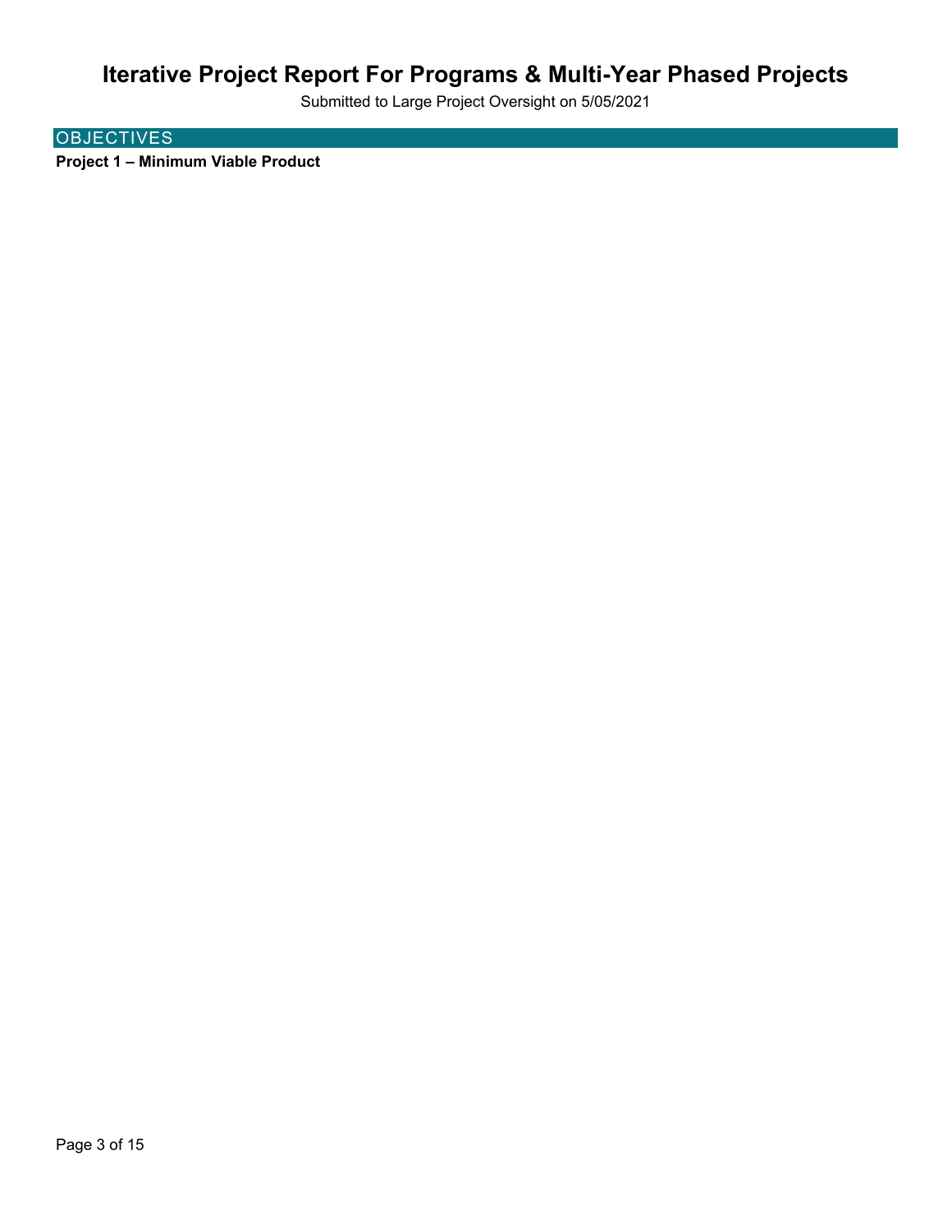# Iterative Project Report For Programs & Multi-Year Phased Projects

Submitted to Large Project Oversight on 5/05/2021

## OBJECTIVES

**Project 1 – Minimum Viable Product**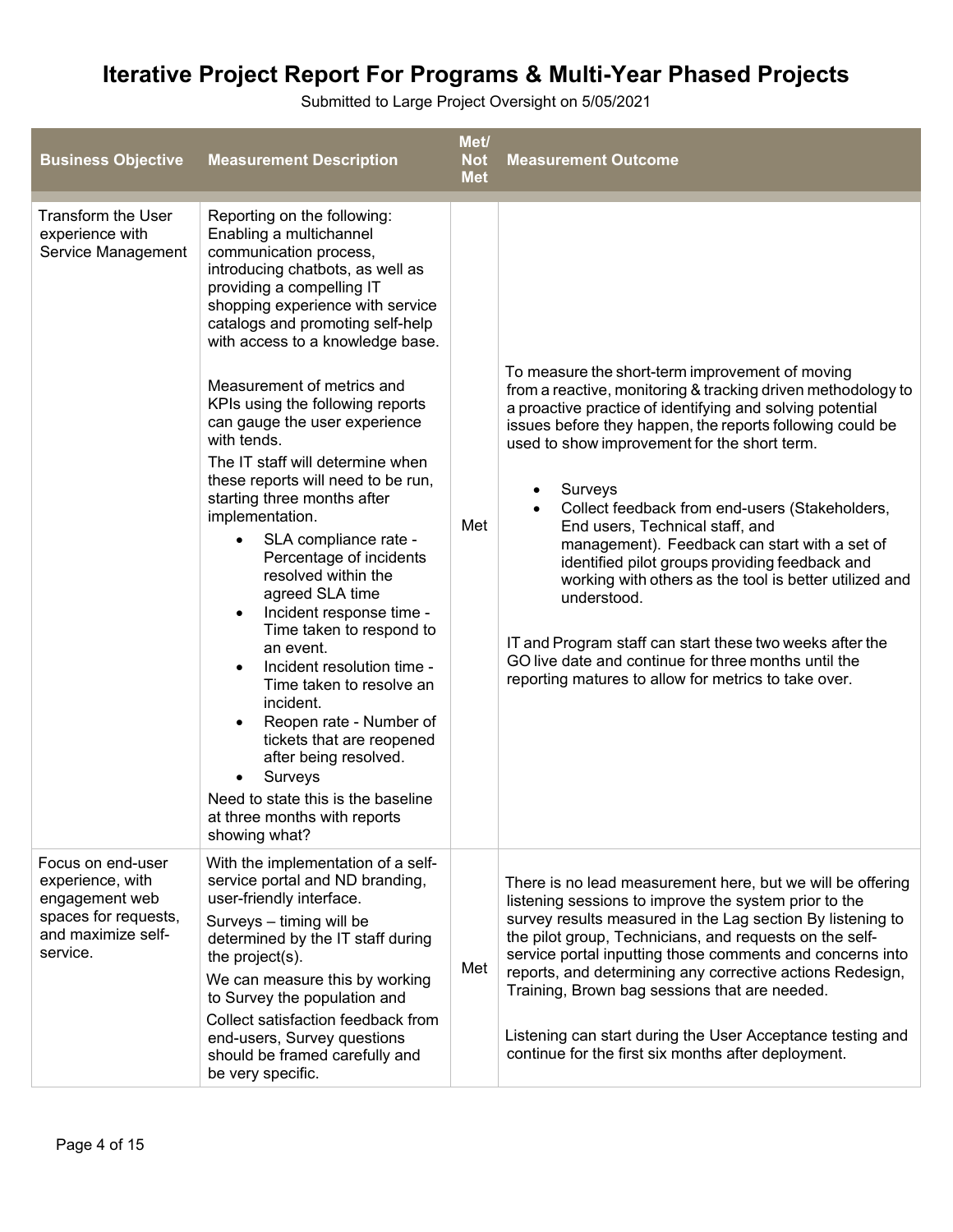# Iterative Project Report For Programs & Multi-Year Phased Projects

Submitted to Large Project Oversight on 5/05/2021

| Business Objective | Measurement Description | Met/ Not Met | Measurement Outcome |
|---|---|---|---|
| Transform the User experience with Service Management | Reporting on the following: Enabling a multichannel communication process, introducing chatbots, as well as providing a compelling IT shopping experience with service catalogs and promoting self-help with access to a knowledge base.<br><br>Measurement of metrics and KPIs using the following reports can gauge the user experience with tends.<br>The IT staff will determine when these reports will need to be run, starting three months after implementation.<br>• SLA compliance rate - Percentage of incidents resolved within the agreed SLA time<br>• Incident response time - Time taken to respond to an event.<br>• Incident resolution time - Time taken to resolve an incident.<br>• Reopen rate - Number of tickets that are reopened after being resolved.<br>• Surveys<br>Need to state this is the baseline at three months with reports showing what? | Met | To measure the short-term improvement of moving from a reactive, monitoring & tracking driven methodology to a proactive practice of identifying and solving potential issues before they happen, the reports following could be used to show improvement for the short term.<br><br>• Surveys<br>• Collect feedback from end-users (Stakeholders, End users, Technical staff, and management). Feedback can start with a set of identified pilot groups providing feedback and working with others as the tool is better utilized and understood.<br><br>IT and Program staff can start these two weeks after the GO live date and continue for three months until the reporting matures to allow for metrics to take over. |
| Focus on end-user experience, with engagement web spaces for requests, and maximize self-service. | With the implementation of a self-service portal and ND branding, user-friendly interface.<br>Surveys – timing will be determined by the IT staff during the project(s).<br>We can measure this by working to Survey the population and<br>Collect satisfaction feedback from end-users, Survey questions should be framed carefully and be very specific. | Met | There is no lead measurement here, but we will be offering listening sessions to improve the system prior to the survey results measured in the Lag section By listening to the pilot group, Technicians, and requests on the self-service portal inputting those comments and concerns into reports, and determining any corrective actions Redesign, Training, Brown bag sessions that are needed.<br><br>Listening can start during the User Acceptance testing and continue for the first six months after deployment. |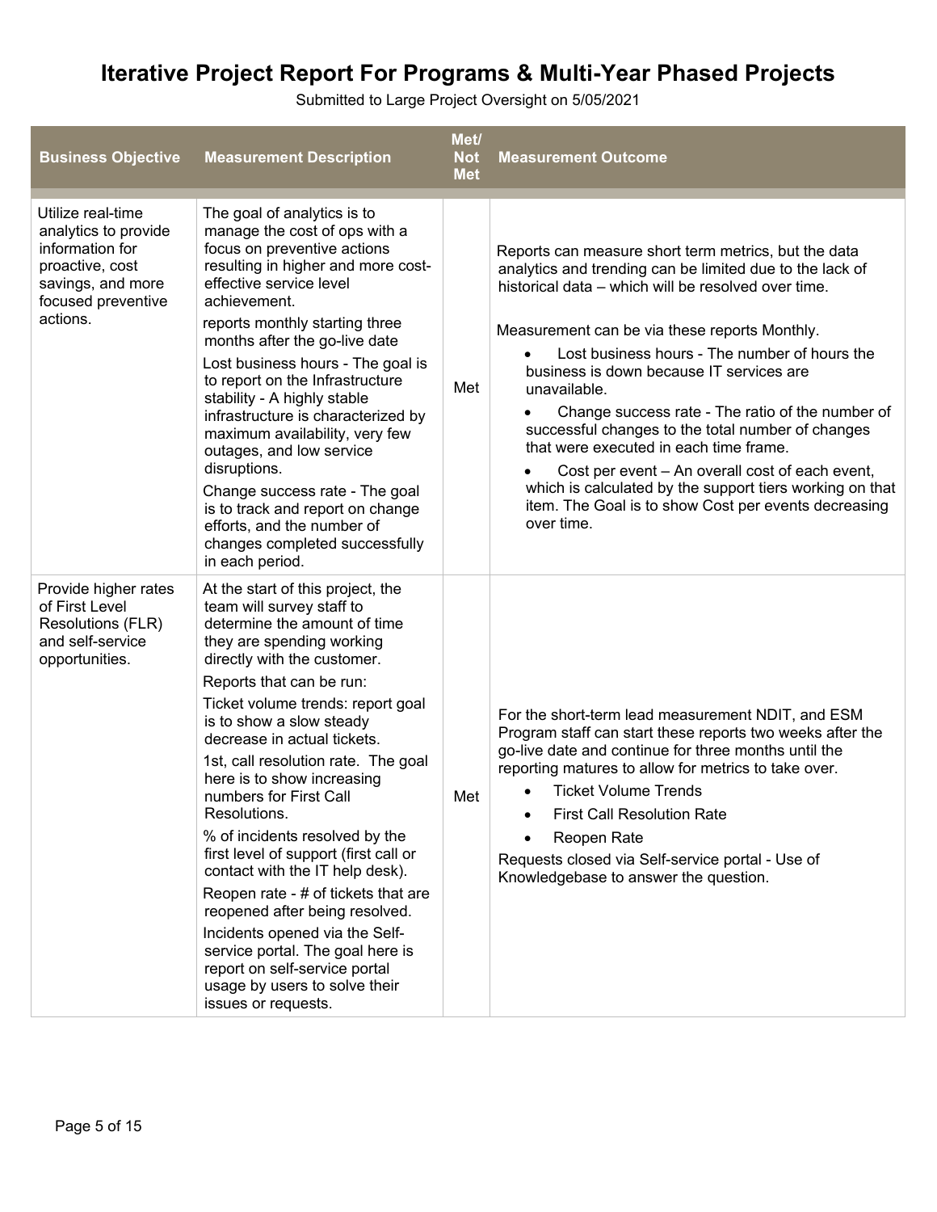# Iterative Project Report For Programs & Multi-Year Phased Projects

Submitted to Large Project Oversight on 5/05/2021

| Business Objective | Measurement Description | Met/ Not Met | Measurement Outcome |
|---|---|---|---|
| Utilize real-time analytics to provide information for proactive, cost savings, and more focused preventive actions. | The goal of analytics is to manage the cost of ops with a focus on preventive actions resulting in higher and more cost-effective service level achievement.<br>reports monthly starting three months after the go-live date<br>Lost business hours - The goal is to report on the Infrastructure stability - A highly stable infrastructure is characterized by maximum availability, very few outages, and low service disruptions.<br>Change success rate - The goal is to track and report on change efforts, and the number of changes completed successfully in each period. | Met | Reports can measure short term metrics, but the data analytics and trending can be limited due to the lack of historical data – which will be resolved over time.<br>Measurement can be via these reports Monthly.<br>• Lost business hours - The number of hours the business is down because IT services are unavailable.<br>• Change success rate - The ratio of the number of successful changes to the total number of changes that were executed in each time frame.<br>• Cost per event – An overall cost of each event, which is calculated by the support tiers working on that item. The Goal is to show Cost per events decreasing over time. |
| Provide higher rates of First Level Resolutions (FLR) and self-service opportunities. | At the start of this project, the team will survey staff to determine the amount of time they are spending working directly with the customer.<br>Reports that can be run:<br>Ticket volume trends: report goal is to show a slow steady decrease in actual tickets.<br>1st, call resolution rate. The goal here is to show increasing numbers for First Call Resolutions.<br>% of incidents resolved by the first level of support (first call or contact with the IT help desk).<br>Reopen rate - # of tickets that are reopened after being resolved.<br>Incidents opened via the Self-service portal. The goal here is report on self-service portal usage by users to solve their issues or requests. | Met | For the short-term lead measurement NDIT, and ESM Program staff can start these reports two weeks after the go-live date and continue for three months until the reporting matures to allow for metrics to take over.<br>• Ticket Volume Trends<br>• First Call Resolution Rate<br>• Reopen Rate<br>Requests closed via Self-service portal - Use of Knowledgebase to answer the question. |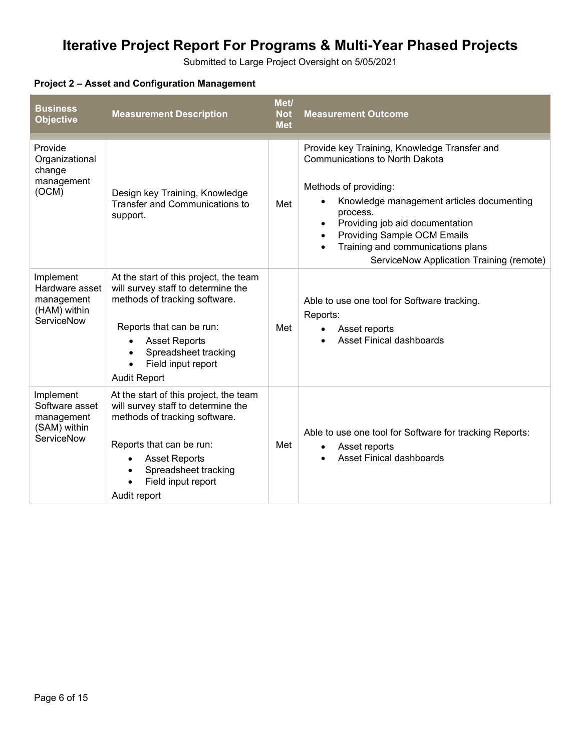# Iterative Project Report For Programs & Multi-Year Phased Projects

Submitted to Large Project Oversight on 5/05/2021

**Project 2 – Asset and Configuration Management**

| Business Objective | Measurement Description | Met/ Not Met | Measurement Outcome |
|---|---|---|---|
| Provide Organizational change management (OCM) | Design key Training, Knowledge Transfer and Communications to support. | Met | Provide key Training, Knowledge Transfer and Communications to North Dakota<br><br>Methods of providing:<br>• Knowledge management articles documenting process.<br>• Providing job aid documentation<br>• Providing Sample OCM Emails<br>• Training and communications plans<br>ServiceNow Application Training (remote) |
| Implement Hardware asset management (HAM) within ServiceNow | At the start of this project, the team will survey staff to determine the methods of tracking software.<br><br>Reports that can be run:<br>• Asset Reports<br>• Spreadsheet tracking<br>• Field input report<br>Audit Report | Met | Able to use one tool for Software tracking.<br>Reports:<br>• Asset reports<br>• Asset Finical dashboards |
| Implement Software asset management (SAM) within ServiceNow | At the start of this project, the team will survey staff to determine the methods of tracking software.<br><br>Reports that can be run:<br>• Asset Reports<br>• Spreadsheet tracking<br>• Field input report<br>Audit report | Met | Able to use one tool for Software for tracking Reports:<br>• Asset reports<br>• Asset Finical dashboards |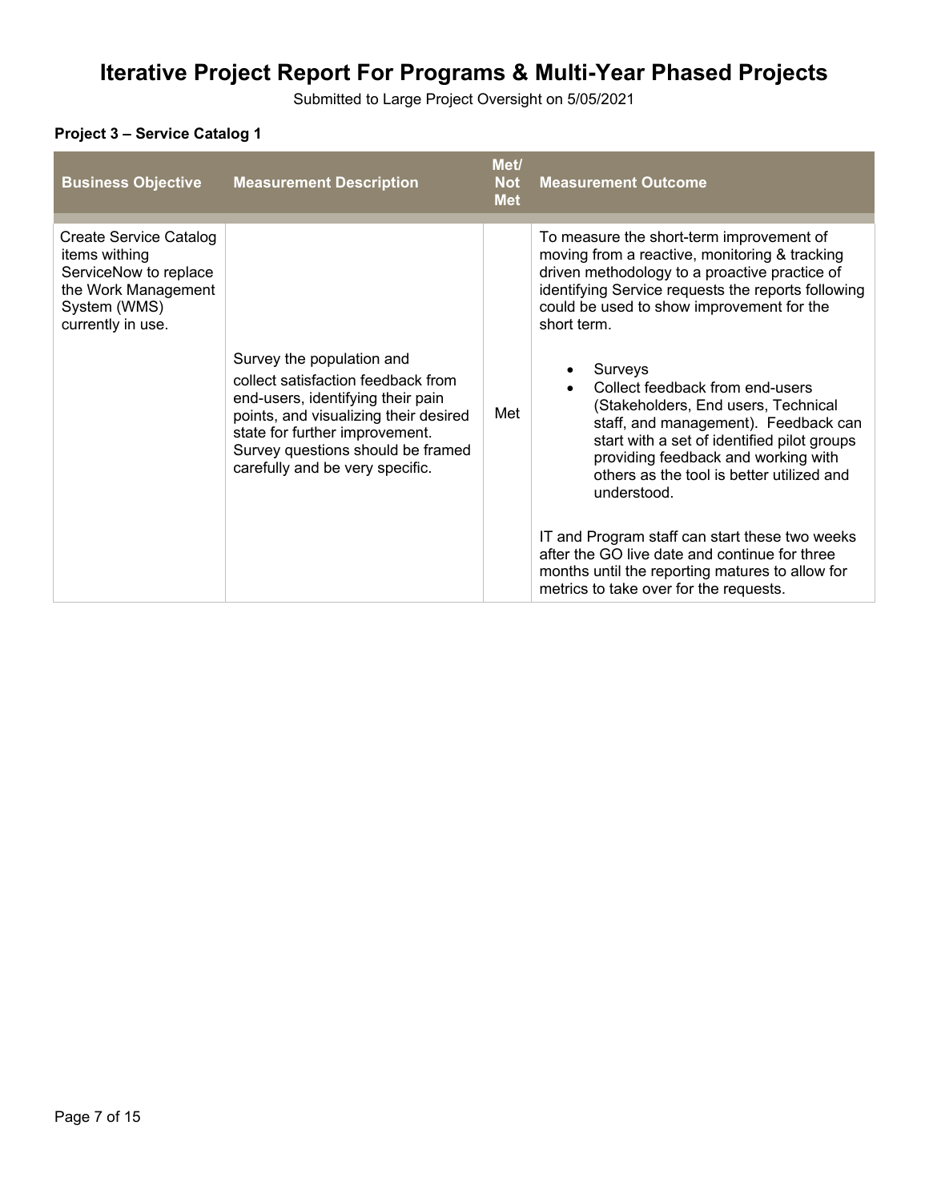# Iterative Project Report For Programs & Multi-Year Phased Projects

Submitted to Large Project Oversight on 5/05/2021

**Project 3 – Service Catalog 1**

| Business Objective | Measurement Description | Met/ Not Met | Measurement Outcome |
|---|---|---|---|
| Create Service Catalog items withing ServiceNow to replace the Work Management System (WMS) currently in use. | Survey the population and collect satisfaction feedback from end-users, identifying their pain points, and visualizing their desired state for further improvement. Survey questions should be framed carefully and be very specific. | Met | To measure the short-term improvement of moving from a reactive, monitoring & tracking driven methodology to a proactive practice of identifying Service requests the reports following could be used to show improvement for the short term.<br><br>• Surveys<br>• Collect feedback from end-users (Stakeholders, End users, Technical staff, and management). Feedback can start with a set of identified pilot groups providing feedback and working with others as the tool is better utilized and understood.<br><br>IT and Program staff can start these two weeks after the GO live date and continue for three months until the reporting matures to allow for metrics to take over for the requests. |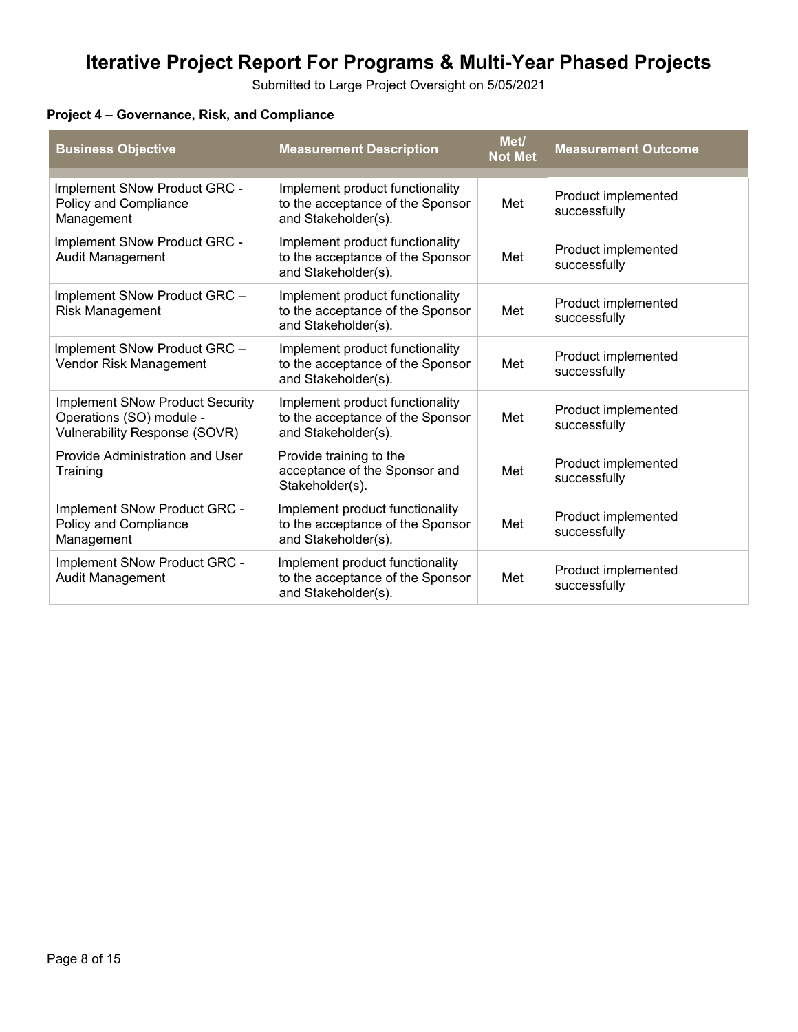# Iterative Project Report For Programs & Multi-Year Phased Projects

Submitted to Large Project Oversight on 5/05/2021

**Project 4 – Governance, Risk, and Compliance**

| Business Objective | Measurement Description | Met/ Not Met | Measurement Outcome |
|---|---|---|---|
| Implement SNow Product GRC - Policy and Compliance Management | Implement product functionality to the acceptance of the Sponsor and Stakeholder(s). | Met | Product implemented successfully |
| Implement SNow Product GRC - Audit Management | Implement product functionality to the acceptance of the Sponsor and Stakeholder(s). | Met | Product implemented successfully |
| Implement SNow Product GRC – Risk Management | Implement product functionality to the acceptance of the Sponsor and Stakeholder(s). | Met | Product implemented successfully |
| Implement SNow Product GRC – Vendor Risk Management | Implement product functionality to the acceptance of the Sponsor and Stakeholder(s). | Met | Product implemented successfully |
| Implement SNow Product Security Operations (SO) module - Vulnerability Response (SOVR) | Implement product functionality to the acceptance of the Sponsor and Stakeholder(s). | Met | Product implemented successfully |
| Provide Administration and User Training | Provide training to the acceptance of the Sponsor and Stakeholder(s). | Met | Product implemented successfully |
| Implement SNow Product GRC - Policy and Compliance Management | Implement product functionality to the acceptance of the Sponsor and Stakeholder(s). | Met | Product implemented successfully |
| Implement SNow Product GRC - Audit Management | Implement product functionality to the acceptance of the Sponsor and Stakeholder(s). | Met | Product implemented successfully |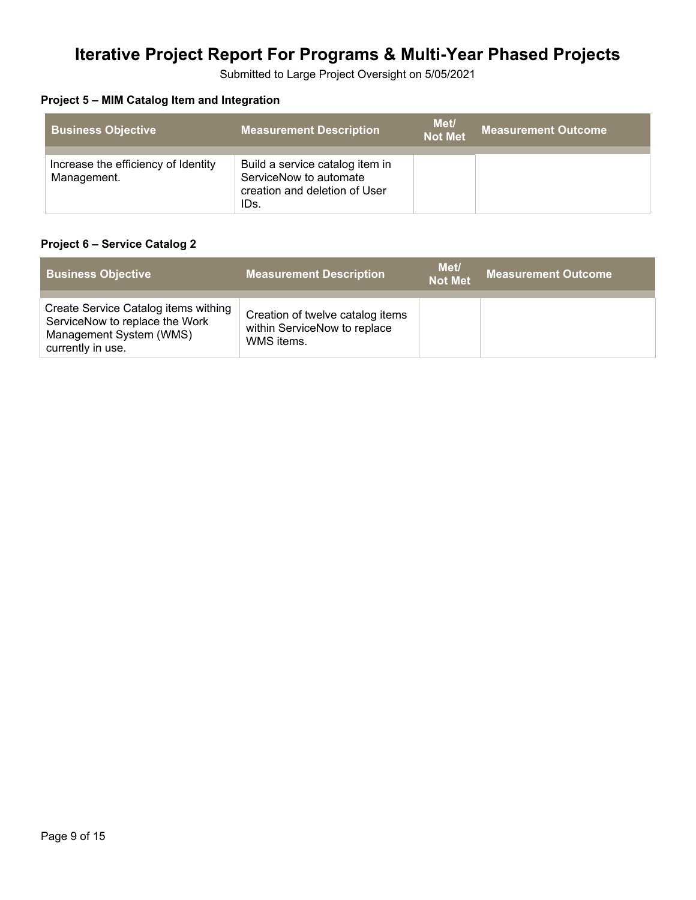# Iterative Project Report For Programs & Multi-Year Phased Projects

Submitted to Large Project Oversight on 5/05/2021

### Project 5 – MIM Catalog Item and Integration

| Business Objective | Measurement Description | Met/ Not Met | Measurement Outcome |
|---|---|---|---|
| Increase the efficiency of Identity Management. | Build a service catalog item in ServiceNow to automate creation and deletion of User IDs. | | |

### Project 6 – Service Catalog 2

| Business Objective | Measurement Description | Met/ Not Met | Measurement Outcome |
|---|---|---|---|
| Create Service Catalog items withing ServiceNow to replace the Work Management System (WMS) currently in use. | Creation of twelve catalog items within ServiceNow to replace WMS items. | | |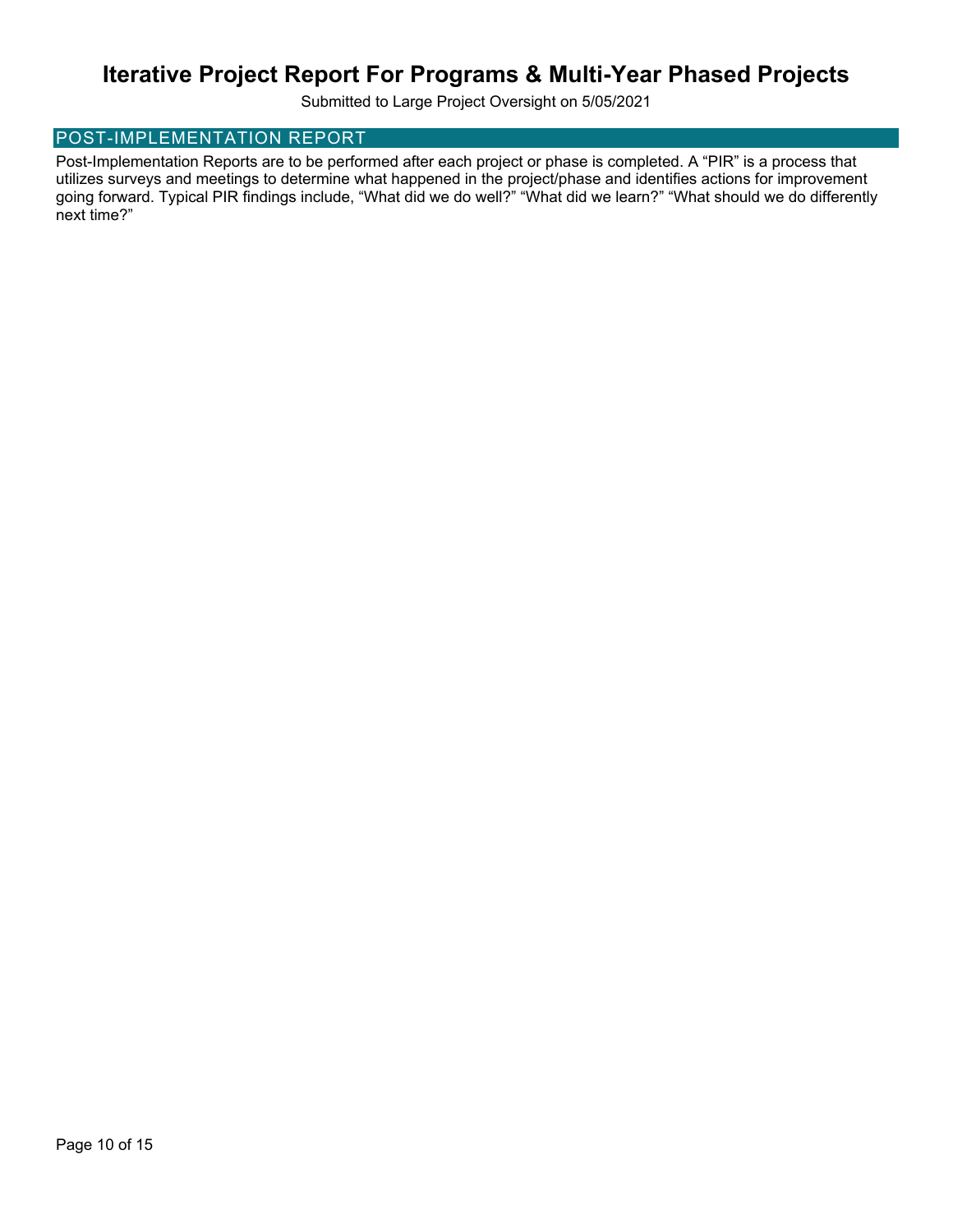# Iterative Project Report For Programs & Multi-Year Phased Projects

Submitted to Large Project Oversight on 5/05/2021

## POST-IMPLEMENTATION REPORT

Post-Implementation Reports are to be performed after each project or phase is completed. A “PIR” is a process that utilizes surveys and meetings to determine what happened in the project/phase and identifies actions for improvement going forward. Typical PIR findings include, “What did we do well?” “What did we learn?” “What should we do differently next time?”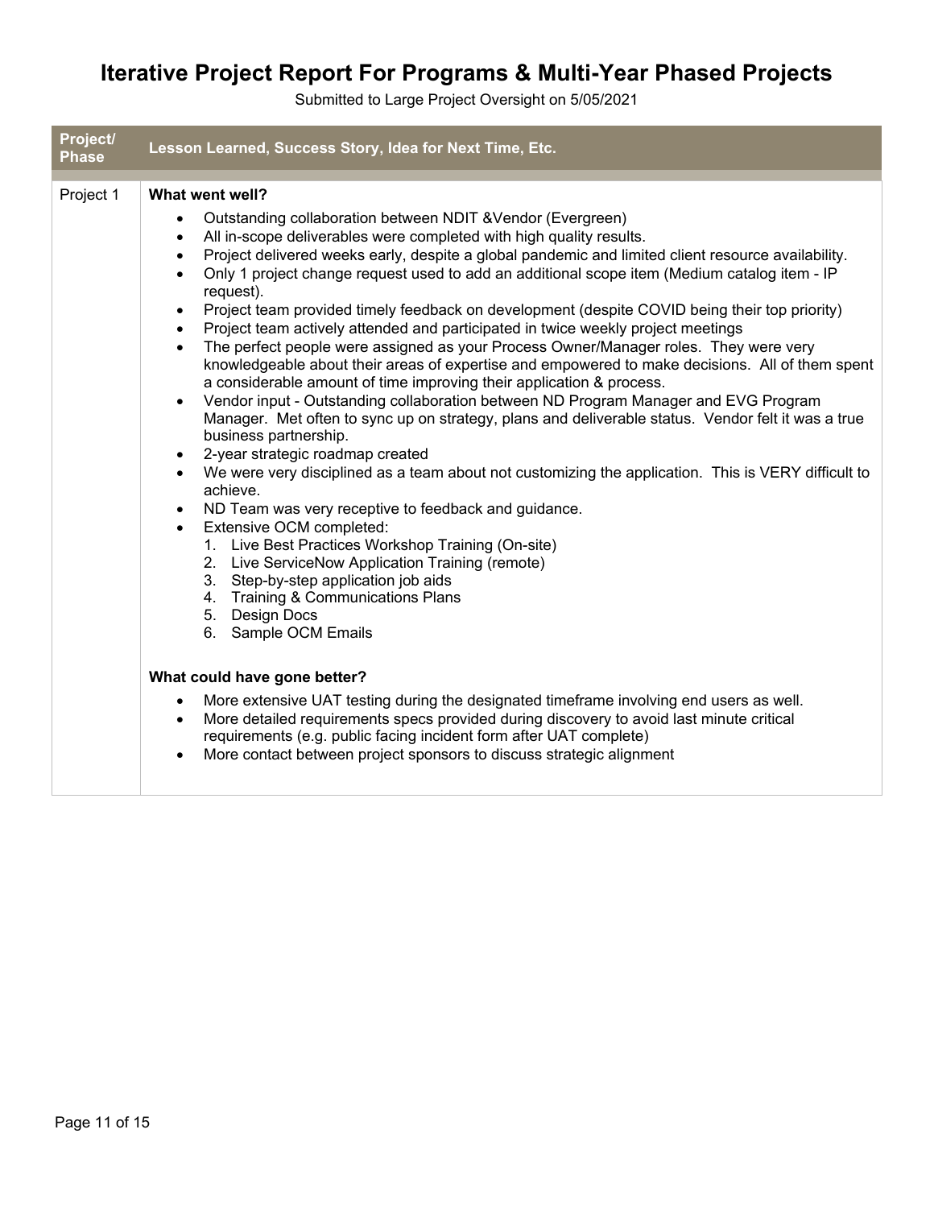# Iterative Project Report For Programs & Multi-Year Phased Projects

Submitted to Large Project Oversight on 5/05/2021

| Project/ Phase | Lesson Learned, Success Story, Idea for Next Time, Etc. |
|---|---|
| Project 1 | **What went well?**<br><br>• Outstanding collaboration between NDIT &Vendor (Evergreen)<br>• All in-scope deliverables were completed with high quality results.<br>• Project delivered weeks early, despite a global pandemic and limited client resource availability.<br>• Only 1 project change request used to add an additional scope item (Medium catalog item - IP request).<br>• Project team provided timely feedback on development (despite COVID being their top priority)<br>• Project team actively attended and participated in twice weekly project meetings<br>• The perfect people were assigned as your Process Owner/Manager roles. They were very knowledgeable about their areas of expertise and empowered to make decisions. All of them spent a considerable amount of time improving their application & process.<br>• Vendor input - Outstanding collaboration between ND Program Manager and EVG Program Manager. Met often to sync up on strategy, plans and deliverable status. Vendor felt it was a true business partnership.<br>• 2-year strategic roadmap created<br>• We were very disciplined as a team about not customizing the application. This is VERY difficult to achieve.<br>• ND Team was very receptive to feedback and guidance.<br>• Extensive OCM completed:<br>1. Live Best Practices Workshop Training (On-site)<br>2. Live ServiceNow Application Training (remote)<br>3. Step-by-step application job aids<br>4. Training & Communications Plans<br>5. Design Docs<br>6. Sample OCM Emails<br><br>**What could have gone better?**<br><br>• More extensive UAT testing during the designated timeframe involving end users as well.<br>• More detailed requirements specs provided during discovery to avoid last minute critical requirements (e.g. public facing incident form after UAT complete)<br>• More contact between project sponsors to discuss strategic alignment |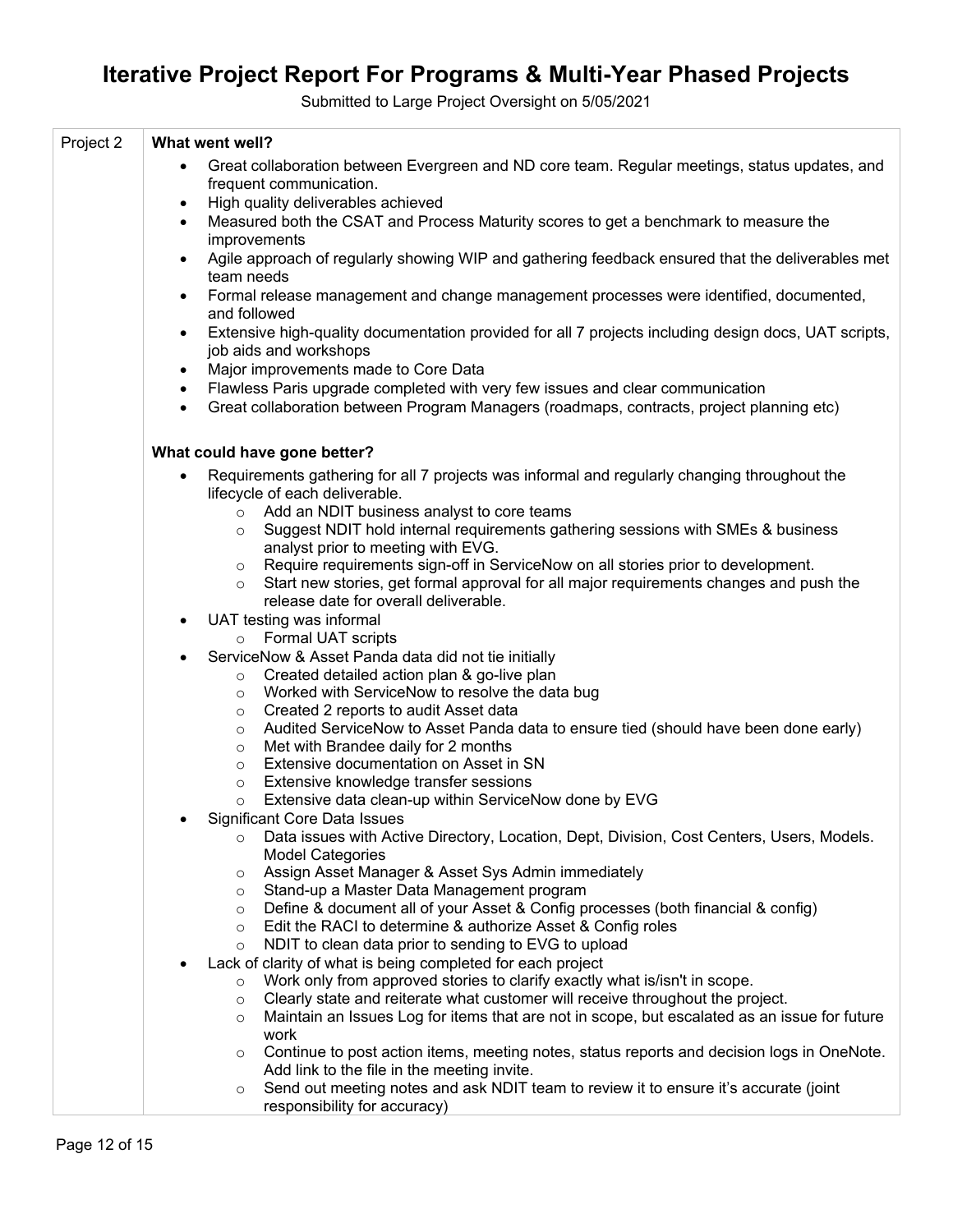# Iterative Project Report For Programs & Multi-Year Phased Projects

Submitted to Large Project Oversight on 5/05/2021

| | |
|---|---|
| Project 2 | **What went well?**<br>• Great collaboration between Evergreen and ND core team. Regular meetings, status updates, and frequent communication.<br>• High quality deliverables achieved<br>• Measured both the CSAT and Process Maturity scores to get a benchmark to measure the improvements<br>• Agile approach of regularly showing WIP and gathering feedback ensured that the deliverables met team needs<br>• Formal release management and change management processes were identified, documented, and followed<br>• Extensive high-quality documentation provided for all 7 projects including design docs, UAT scripts, job aids and workshops<br>• Major improvements made to Core Data<br>• Flawless Paris upgrade completed with very few issues and clear communication<br>• Great collaboration between Program Managers (roadmaps, contracts, project planning etc)<br><br>**What could have gone better?**<br>• Requirements gathering for all 7 projects was informal and regularly changing throughout the lifecycle of each deliverable.<br>  ◦ Add an NDIT business analyst to core teams<br>  ◦ Suggest NDIT hold internal requirements gathering sessions with SMEs & business analyst prior to meeting with EVG.<br>  ◦ Require requirements sign-off in ServiceNow on all stories prior to development.<br>  ◦ Start new stories, get formal approval for all major requirements changes and push the release date for overall deliverable.<br>• UAT testing was informal<br>  ◦ Formal UAT scripts<br>• ServiceNow & Asset Panda data did not tie initially<br>  ◦ Created detailed action plan & go-live plan<br>  ◦ Worked with ServiceNow to resolve the data bug<br>  ◦ Created 2 reports to audit Asset data<br>  ◦ Audited ServiceNow to Asset Panda data to ensure tied (should have been done early)<br>  ◦ Met with Brandee daily for 2 months<br>  ◦ Extensive documentation on Asset in SN<br>  ◦ Extensive knowledge transfer sessions<br>  ◦ Extensive data clean-up within ServiceNow done by EVG<br>• Significant Core Data Issues<br>  ◦ Data issues with Active Directory, Location, Dept, Division, Cost Centers, Users, Models. Model Categories<br>  ◦ Assign Asset Manager & Asset Sys Admin immediately<br>  ◦ Stand-up a Master Data Management program<br>  ◦ Define & document all of your Asset & Config processes (both financial & config)<br>  ◦ Edit the RACI to determine & authorize Asset & Config roles<br>  ◦ NDIT to clean data prior to sending to EVG to upload<br>• Lack of clarity of what is being completed for each project<br>  ◦ Work only from approved stories to clarify exactly what is/isn't in scope.<br>  ◦ Clearly state and reiterate what customer will receive throughout the project.<br>  ◦ Maintain an Issues Log for items that are not in scope, but escalated as an issue for future work<br>  ◦ Continue to post action items, meeting notes, status reports and decision logs in OneNote. Add link to the file in the meeting invite.<br>  ◦ Send out meeting notes and ask NDIT team to review it to ensure it's accurate (joint responsibility for accuracy) |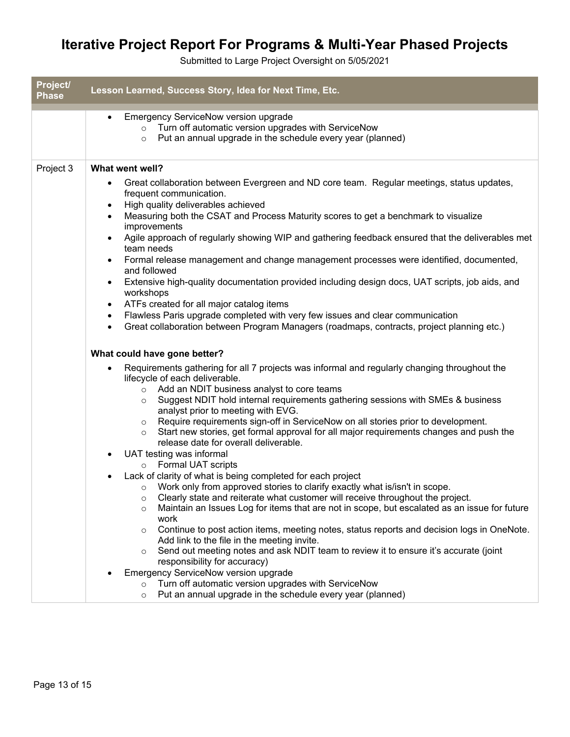# Iterative Project Report For Programs & Multi-Year Phased Projects

Submitted to Large Project Oversight on 5/05/2021

| Project/ Phase | Lesson Learned, Success Story, Idea for Next Time, Etc. |
|---|---|
| | • Emergency ServiceNow version upgrade<br>  ○ Turn off automatic version upgrades with ServiceNow<br>  ○ Put an annual upgrade in the schedule every year (planned) |
| Project 3 | **What went well?**<br>• Great collaboration between Evergreen and ND core team. Regular meetings, status updates, frequent communication.<br>• High quality deliverables achieved<br>• Measuring both the CSAT and Process Maturity scores to get a benchmark to visualize improvements<br>• Agile approach of regularly showing WIP and gathering feedback ensured that the deliverables met team needs<br>• Formal release management and change management processes were identified, documented, and followed<br>• Extensive high-quality documentation provided including design docs, UAT scripts, job aids, and workshops<br>• ATFs created for all major catalog items<br>• Flawless Paris upgrade completed with very few issues and clear communication<br>• Great collaboration between Program Managers (roadmaps, contracts, project planning etc.)<br><br>**What could have gone better?**<br>• Requirements gathering for all 7 projects was informal and regularly changing throughout the lifecycle of each deliverable.<br>  ○ Add an NDIT business analyst to core teams<br>  ○ Suggest NDIT hold internal requirements gathering sessions with SMEs & business analyst prior to meeting with EVG.<br>  ○ Require requirements sign-off in ServiceNow on all stories prior to development.<br>  ○ Start new stories, get formal approval for all major requirements changes and push the release date for overall deliverable.<br>• UAT testing was informal<br>  ○ Formal UAT scripts<br>• Lack of clarity of what is being completed for each project<br>  ○ Work only from approved stories to clarify exactly what is/isn't in scope.<br>  ○ Clearly state and reiterate what customer will receive throughout the project.<br>  ○ Maintain an Issues Log for items that are not in scope, but escalated as an issue for future work<br>  ○ Continue to post action items, meeting notes, status reports and decision logs in OneNote. Add link to the file in the meeting invite.<br>  ○ Send out meeting notes and ask NDIT team to review it to ensure it's accurate (joint responsibility for accuracy)<br>• Emergency ServiceNow version upgrade<br>  ○ Turn off automatic version upgrades with ServiceNow<br>  ○ Put an annual upgrade in the schedule every year (planned) |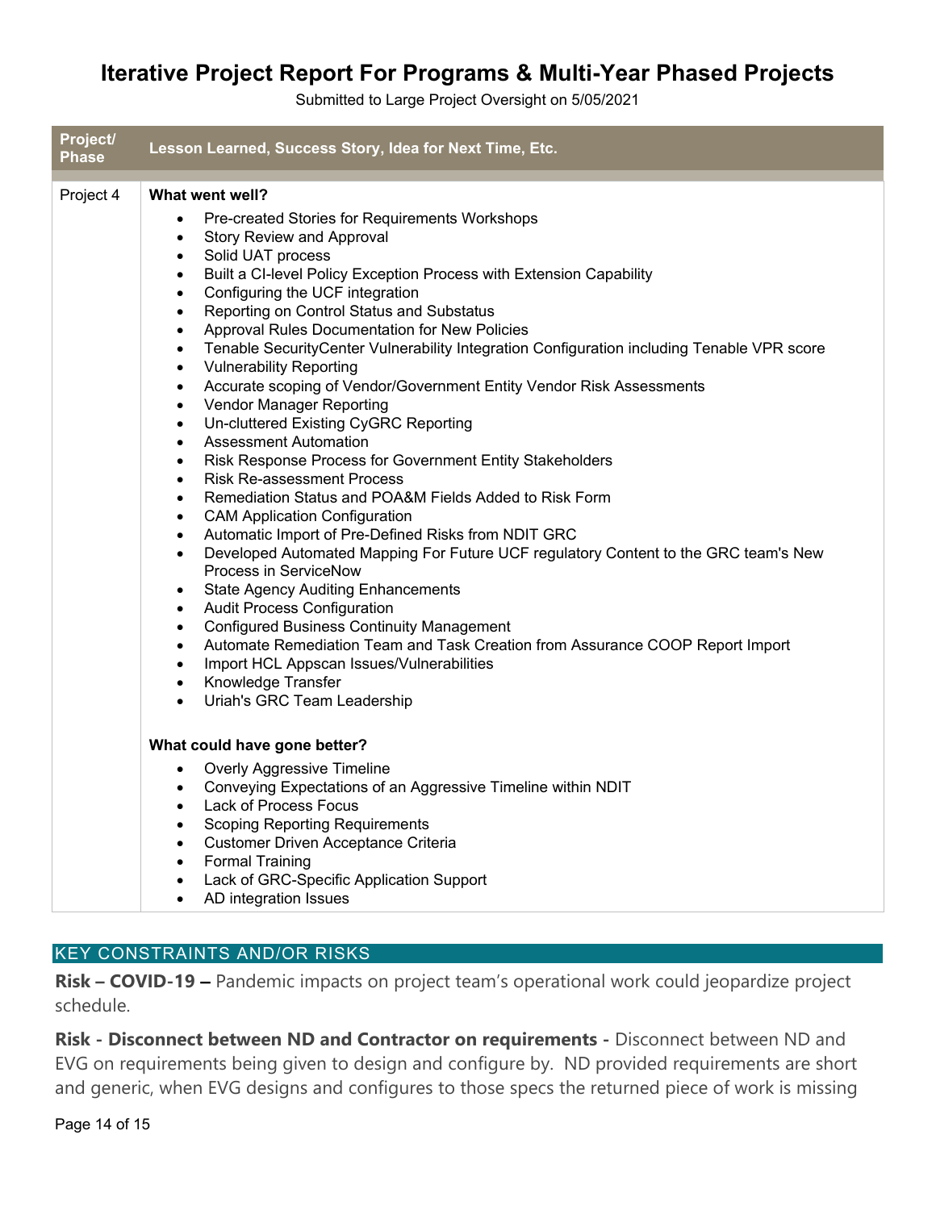# Iterative Project Report For Programs & Multi-Year Phased Projects

Submitted to Large Project Oversight on 5/05/2021

| Project/ Phase | Lesson Learned, Success Story, Idea for Next Time, Etc. |
|---|---|
| Project 4 | **What went well?**<br>• Pre-created Stories for Requirements Workshops<br>• Story Review and Approval<br>• Solid UAT process<br>• Built a CI-level Policy Exception Process with Extension Capability<br>• Configuring the UCF integration<br>• Reporting on Control Status and Substatus<br>• Approval Rules Documentation for New Policies<br>• Tenable SecurityCenter Vulnerability Integration Configuration including Tenable VPR score<br>• Vulnerability Reporting<br>• Accurate scoping of Vendor/Government Entity Vendor Risk Assessments<br>• Vendor Manager Reporting<br>• Un-cluttered Existing CyGRC Reporting<br>• Assessment Automation<br>• Risk Response Process for Government Entity Stakeholders<br>• Risk Re-assessment Process<br>• Remediation Status and POA&M Fields Added to Risk Form<br>• CAM Application Configuration<br>• Automatic Import of Pre-Defined Risks from NDIT GRC<br>• Developed Automated Mapping For Future UCF regulatory Content to the GRC team's New Process in ServiceNow<br>• State Agency Auditing Enhancements<br>• Audit Process Configuration<br>• Configured Business Continuity Management<br>• Automate Remediation Team and Task Creation from Assurance COOP Report Import<br>• Import HCL Appscan Issues/Vulnerabilities<br>• Knowledge Transfer<br>• Uriah's GRC Team Leadership<br><br>**What could have gone better?**<br>• Overly Aggressive Timeline<br>• Conveying Expectations of an Aggressive Timeline within NDIT<br>• Lack of Process Focus<br>• Scoping Reporting Requirements<br>• Customer Driven Acceptance Criteria<br>• Formal Training<br>• Lack of GRC-Specific Application Support<br>• AD integration Issues |

## KEY CONSTRAINTS AND/OR RISKS

**Risk – COVID-19 –** Pandemic impacts on project team's operational work could jeopardize project schedule.

**Risk - Disconnect between ND and Contractor on requirements -** Disconnect between ND and EVG on requirements being given to design and configure by. ND provided requirements are short and generic, when EVG designs and configures to those specs the returned piece of work is missing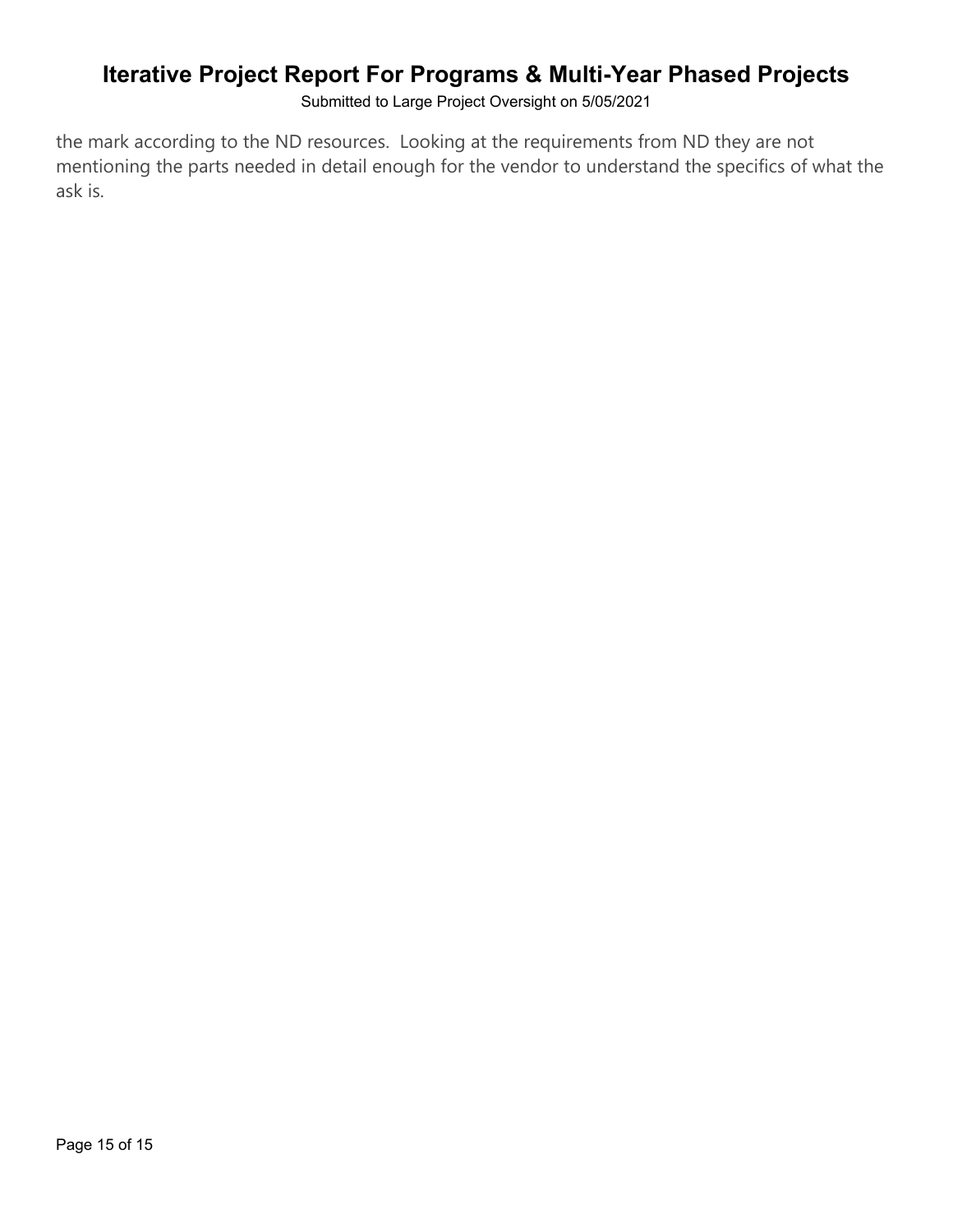the mark according to the ND resources. Looking at the requirements from ND they are not mentioning the parts needed in detail enough for the vendor to understand the specifics of what the ask is.